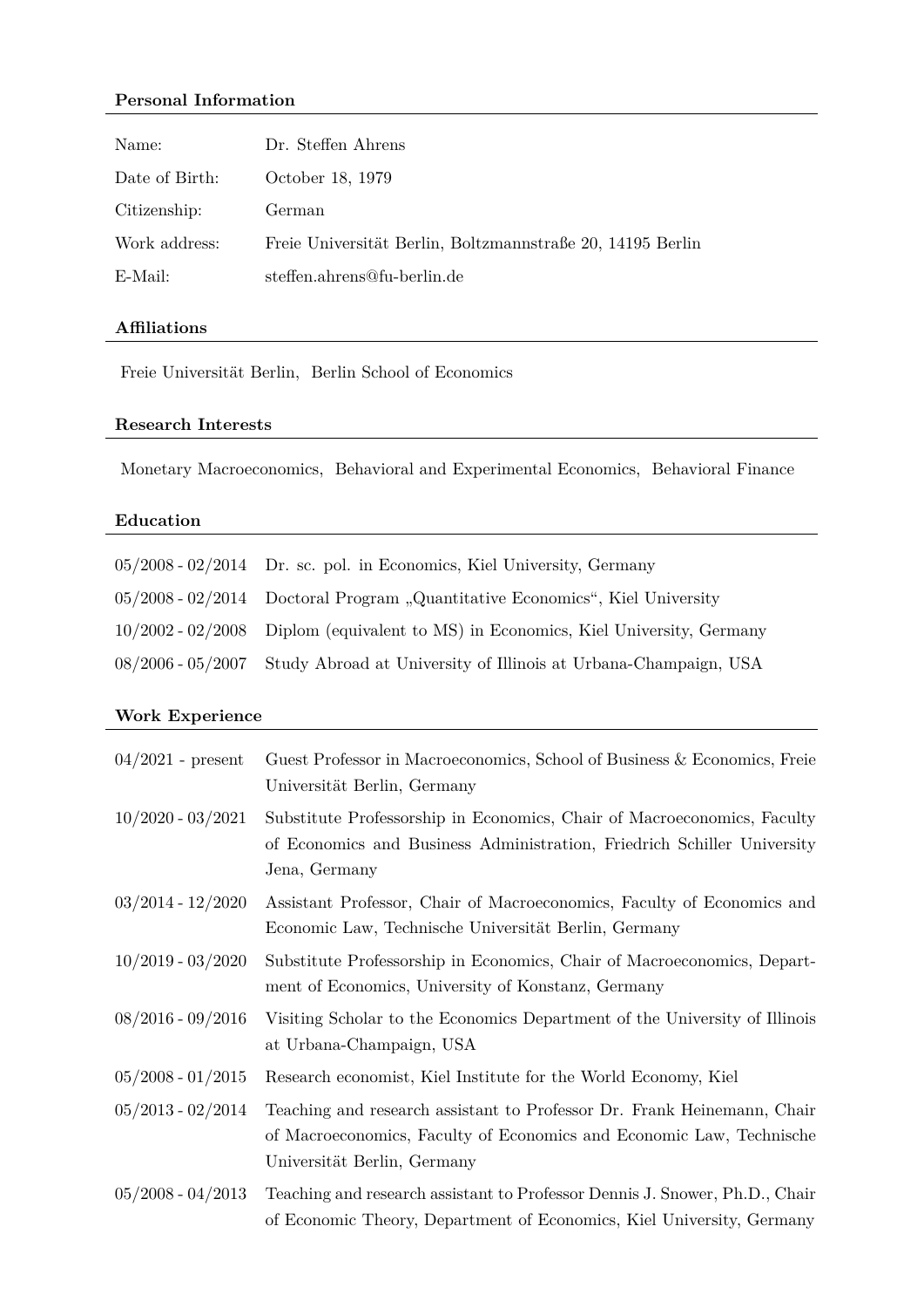## Personal Information

| | |
|---|---|
| Name: | Dr. Steffen Ahrens |
| Date of Birth: | October 18, 1979 |
| Citizenship: | German |
| Work address: | Freie Universität Berlin, Boltzmannstraße 20, 14195 Berlin |
| E-Mail: | steffen.ahrens@fu-berlin.de |

## Affiliations

Freie Universität Berlin, Berlin School of Economics

## Research Interests

Monetary Macroeconomics, Behavioral and Experimental Economics, Behavioral Finance

## Education

| | |
|---|---|
| 05/2008 - 02/2014 | Dr. sc. pol. in Economics, Kiel University, Germany |
| 05/2008 - 02/2014 | Doctoral Program „Quantitative Economics“, Kiel University |
| 10/2002 - 02/2008 | Diplom (equivalent to MS) in Economics, Kiel University, Germany |
| 08/2006 - 05/2007 | Study Abroad at University of Illinois at Urbana-Champaign, USA |

## Work Experience

| | |
|---|---|
| 04/2021 - present | Guest Professor in Macroeconomics, School of Business & Economics, Freie Universität Berlin, Germany |
| 10/2020 - 03/2021 | Substitute Professorship in Economics, Chair of Macroeconomics, Faculty of Economics and Business Administration, Friedrich Schiller University Jena, Germany |
| 03/2014 - 12/2020 | Assistant Professor, Chair of Macroeconomics, Faculty of Economics and Economic Law, Technische Universität Berlin, Germany |
| 10/2019 - 03/2020 | Substitute Professorship in Economics, Chair of Macroeconomics, Department of Economics, University of Konstanz, Germany |
| 08/2016 - 09/2016 | Visiting Scholar to the Economics Department of the University of Illinois at Urbana-Champaign, USA |
| 05/2008 - 01/2015 | Research economist, Kiel Institute for the World Economy, Kiel |
| 05/2013 - 02/2014 | Teaching and research assistant to Professor Dr. Frank Heinemann, Chair of Macroeconomics, Faculty of Economics and Economic Law, Technische Universität Berlin, Germany |
| 05/2008 - 04/2013 | Teaching and research assistant to Professor Dennis J. Snower, Ph.D., Chair of Economic Theory, Department of Economics, Kiel University, Germany |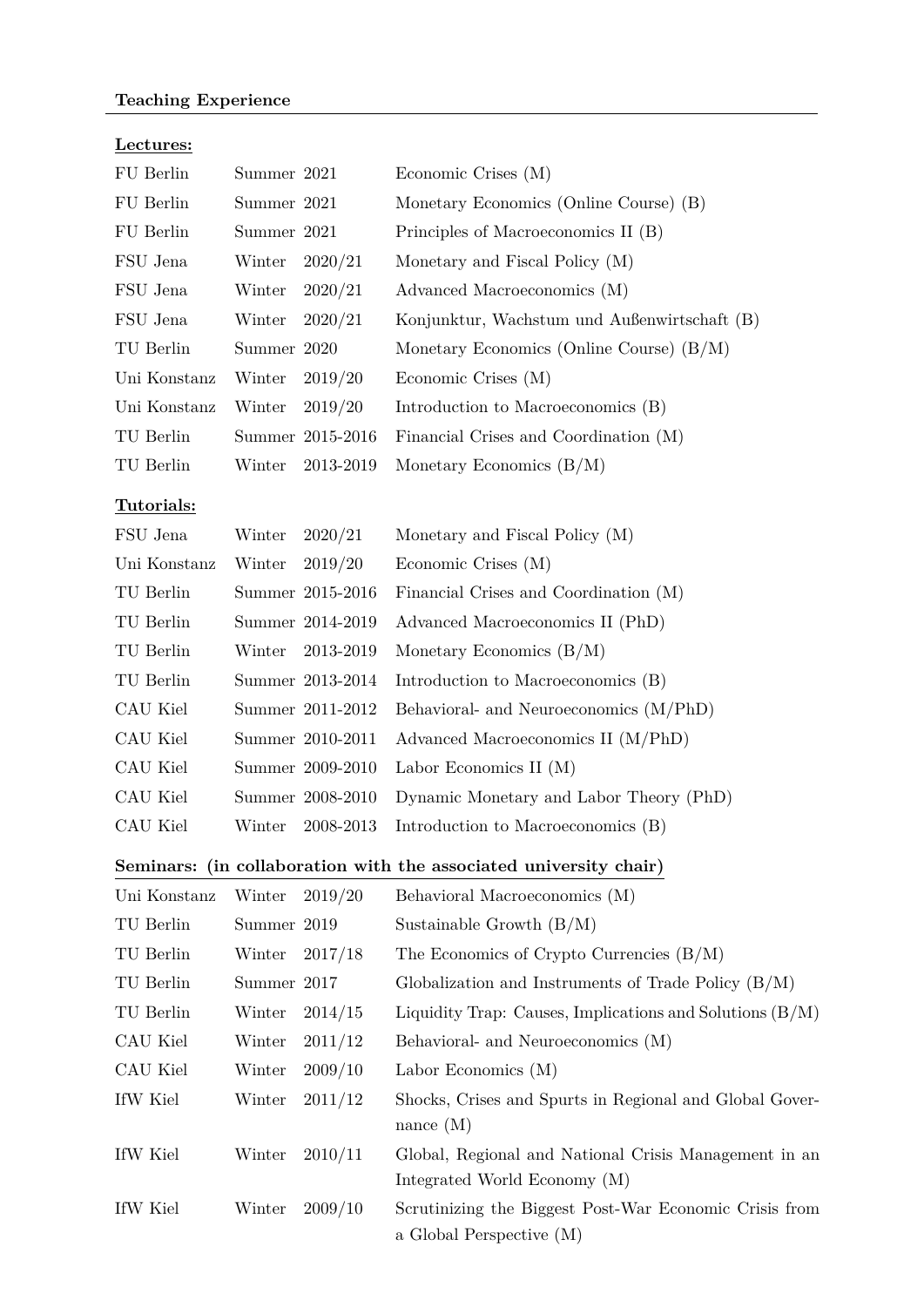**Teaching Experience**

**Lectures:**

| | | |
|---|---|---|
| FU Berlin | Summer 2021 | Economic Crises (M) |
| FU Berlin | Summer 2021 | Monetary Economics (Online Course) (B) |
| FU Berlin | Summer 2021 | Principles of Macroeconomics II (B) |
| FSU Jena | Winter 2020/21 | Monetary and Fiscal Policy (M) |
| FSU Jena | Winter 2020/21 | Advanced Macroeconomics (M) |
| FSU Jena | Winter 2020/21 | Konjunktur, Wachstum und Außenwirtschaft (B) |
| TU Berlin | Summer 2020 | Monetary Economics (Online Course) (B/M) |
| Uni Konstanz | Winter 2019/20 | Economic Crises (M) |
| Uni Konstanz | Winter 2019/20 | Introduction to Macroeconomics (B) |
| TU Berlin | Summer 2015-2016 | Financial Crises and Coordination (M) |
| TU Berlin | Winter 2013-2019 | Monetary Economics (B/M) |

**Tutorials:**

| | | |
|---|---|---|
| FSU Jena | Winter 2020/21 | Monetary and Fiscal Policy (M) |
| Uni Konstanz | Winter 2019/20 | Economic Crises (M) |
| TU Berlin | Summer 2015-2016 | Financial Crises and Coordination (M) |
| TU Berlin | Summer 2014-2019 | Advanced Macroeconomics II (PhD) |
| TU Berlin | Winter 2013-2019 | Monetary Economics (B/M) |
| TU Berlin | Summer 2013-2014 | Introduction to Macroeconomics (B) |
| CAU Kiel | Summer 2011-2012 | Behavioral- and Neuroeconomics (M/PhD) |
| CAU Kiel | Summer 2010-2011 | Advanced Macroeconomics II (M/PhD) |
| CAU Kiel | Summer 2009-2010 | Labor Economics II (M) |
| CAU Kiel | Summer 2008-2010 | Dynamic Monetary and Labor Theory (PhD) |
| CAU Kiel | Winter 2008-2013 | Introduction to Macroeconomics (B) |

**Seminars: (in collaboration with the associated university chair)**

| | | |
|---|---|---|
| Uni Konstanz | Winter 2019/20 | Behavioral Macroeconomics (M) |
| TU Berlin | Summer 2019 | Sustainable Growth (B/M) |
| TU Berlin | Winter 2017/18 | The Economics of Crypto Currencies (B/M) |
| TU Berlin | Summer 2017 | Globalization and Instruments of Trade Policy (B/M) |
| TU Berlin | Winter 2014/15 | Liquidity Trap: Causes, Implications and Solutions (B/M) |
| CAU Kiel | Winter 2011/12 | Behavioral- and Neuroeconomics (M) |
| CAU Kiel | Winter 2009/10 | Labor Economics (M) |
| IfW Kiel | Winter 2011/12 | Shocks, Crises and Spurts in Regional and Global Governance (M) |
| IfW Kiel | Winter 2010/11 | Global, Regional and National Crisis Management in an Integrated World Economy (M) |
| IfW Kiel | Winter 2009/10 | Scrutinizing the Biggest Post-War Economic Crisis from a Global Perspective (M) |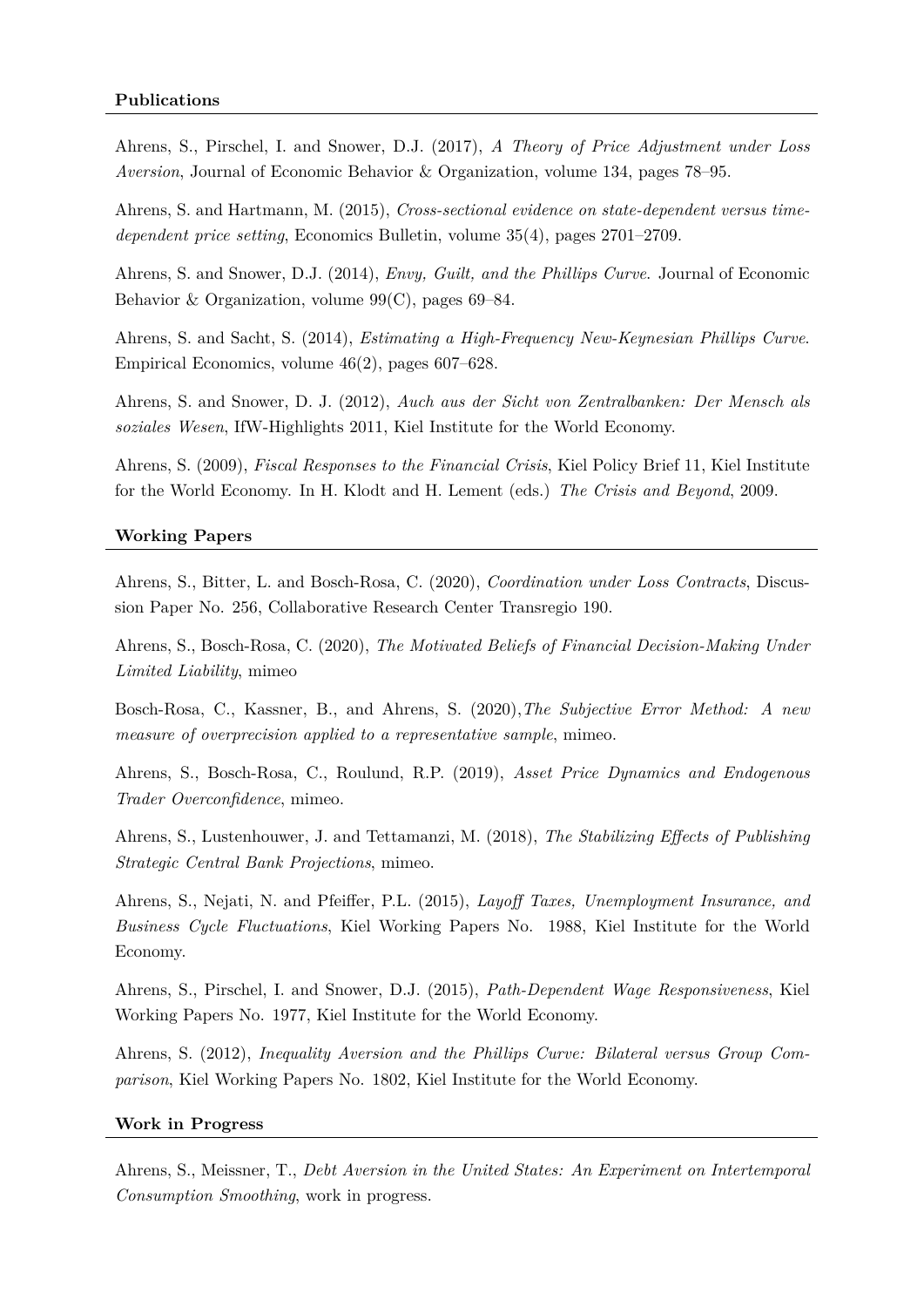**Publications**

Ahrens, S., Pirschel, I. and Snower, D.J. (2017), *A Theory of Price Adjustment under Loss Aversion*, Journal of Economic Behavior & Organization, volume 134, pages 78–95.

Ahrens, S. and Hartmann, M. (2015), *Cross-sectional evidence on state-dependent versus time-dependent price setting*, Economics Bulletin, volume 35(4), pages 2701–2709.

Ahrens, S. and Snower, D.J. (2014), *Envy, Guilt, and the Phillips Curve.* Journal of Economic Behavior & Organization, volume 99(C), pages 69–84.

Ahrens, S. and Sacht, S. (2014), *Estimating a High-Frequency New-Keynesian Phillips Curve.* Empirical Economics, volume 46(2), pages 607–628.

Ahrens, S. and Snower, D. J. (2012), *Auch aus der Sicht von Zentralbanken: Der Mensch als soziales Wesen*, IfW-Highlights 2011, Kiel Institute for the World Economy.

Ahrens, S. (2009), *Fiscal Responses to the Financial Crisis*, Kiel Policy Brief 11, Kiel Institute for the World Economy. In H. Klodt and H. Lement (eds.) *The Crisis and Beyond*, 2009.

**Working Papers**

Ahrens, S., Bitter, L. and Bosch-Rosa, C. (2020), *Coordination under Loss Contracts*, Discussion Paper No. 256, Collaborative Research Center Transregio 190.

Ahrens, S., Bosch-Rosa, C. (2020), *The Motivated Beliefs of Financial Decision-Making Under Limited Liability*, mimeo

Bosch-Rosa, C., Kassner, B., and Ahrens, S. (2020),*The Subjective Error Method: A new measure of overprecision applied to a representative sample*, mimeo.

Ahrens, S., Bosch-Rosa, C., Roulund, R.P. (2019), *Asset Price Dynamics and Endogenous Trader Overconfidence*, mimeo.

Ahrens, S., Lustenhouwer, J. and Tettamanzi, M. (2018), *The Stabilizing Effects of Publishing Strategic Central Bank Projections*, mimeo.

Ahrens, S., Nejati, N. and Pfeiffer, P.L. (2015), *Layoff Taxes, Unemployment Insurance, and Business Cycle Fluctuations*, Kiel Working Papers No. 1988, Kiel Institute for the World Economy.

Ahrens, S., Pirschel, I. and Snower, D.J. (2015), *Path-Dependent Wage Responsiveness*, Kiel Working Papers No. 1977, Kiel Institute for the World Economy.

Ahrens, S. (2012), *Inequality Aversion and the Phillips Curve: Bilateral versus Group Comparison*, Kiel Working Papers No. 1802, Kiel Institute for the World Economy.

**Work in Progress**

Ahrens, S., Meissner, T., *Debt Aversion in the United States: An Experiment on Intertemporal Consumption Smoothing*, work in progress.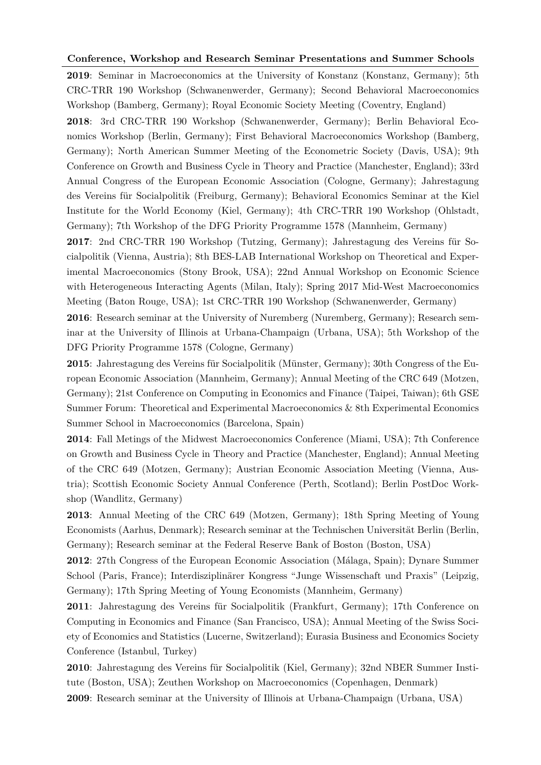**Conference, Workshop and Research Seminar Presentations and Summer Schools**

**2019**: Seminar in Macroeconomics at the University of Konstanz (Konstanz, Germany); 5th CRC-TRR 190 Workshop (Schwanenwerder, Germany); Second Behavioral Macroeconomics Workshop (Bamberg, Germany); Royal Economic Society Meeting (Coventry, England)

**2018**: 3rd CRC-TRR 190 Workshop (Schwanenwerder, Germany); Berlin Behavioral Economics Workshop (Berlin, Germany); First Behavioral Macroeconomics Workshop (Bamberg, Germany); North American Summer Meeting of the Econometric Society (Davis, USA); 9th Conference on Growth and Business Cycle in Theory and Practice (Manchester, England); 33rd Annual Congress of the European Economic Association (Cologne, Germany); Jahrestagung des Vereins für Socialpolitik (Freiburg, Germany); Behavioral Economics Seminar at the Kiel Institute for the World Economy (Kiel, Germany); 4th CRC-TRR 190 Workshop (Ohlstadt, Germany); 7th Workshop of the DFG Priority Programme 1578 (Mannheim, Germany)

**2017**: 2nd CRC-TRR 190 Workshop (Tutzing, Germany); Jahrestagung des Vereins für Socialpolitik (Vienna, Austria); 8th BES-LAB International Workshop on Theoretical and Experimental Macroeconomics (Stony Brook, USA); 22nd Annual Workshop on Economic Science with Heterogeneous Interacting Agents (Milan, Italy); Spring 2017 Mid-West Macroeconomics Meeting (Baton Rouge, USA); 1st CRC-TRR 190 Workshop (Schwanenwerder, Germany)

**2016**: Research seminar at the University of Nuremberg (Nuremberg, Germany); Research seminar at the University of Illinois at Urbana-Champaign (Urbana, USA); 5th Workshop of the DFG Priority Programme 1578 (Cologne, Germany)

**2015**: Jahrestagung des Vereins für Socialpolitik (Münster, Germany); 30th Congress of the European Economic Association (Mannheim, Germany); Annual Meeting of the CRC 649 (Motzen, Germany); 21st Conference on Computing in Economics and Finance (Taipei, Taiwan); 6th GSE Summer Forum: Theoretical and Experimental Macroeconomics & 8th Experimental Economics Summer School in Macroeconomics (Barcelona, Spain)

**2014**: Fall Metings of the Midwest Macroeconomics Conference (Miami, USA); 7th Conference on Growth and Business Cycle in Theory and Practice (Manchester, England); Annual Meeting of the CRC 649 (Motzen, Germany); Austrian Economic Association Meeting (Vienna, Austria); Scottish Economic Society Annual Conference (Perth, Scotland); Berlin PostDoc Workshop (Wandlitz, Germany)

**2013**: Annual Meeting of the CRC 649 (Motzen, Germany); 18th Spring Meeting of Young Economists (Aarhus, Denmark); Research seminar at the Technischen Universität Berlin (Berlin, Germany); Research seminar at the Federal Reserve Bank of Boston (Boston, USA)

**2012**: 27th Congress of the European Economic Association (Málaga, Spain); Dynare Summer School (Paris, France); Interdisziplinärer Kongress "Junge Wissenschaft und Praxis" (Leipzig, Germany); 17th Spring Meeting of Young Economists (Mannheim, Germany)

**2011**: Jahrestagung des Vereins für Socialpolitik (Frankfurt, Germany); 17th Conference on Computing in Economics and Finance (San Francisco, USA); Annual Meeting of the Swiss Society of Economics and Statistics (Lucerne, Switzerland); Eurasia Business and Economics Society Conference (Istanbul, Turkey)

**2010**: Jahrestagung des Vereins für Socialpolitik (Kiel, Germany); 32nd NBER Summer Institute (Boston, USA); Zeuthen Workshop on Macroeconomics (Copenhagen, Denmark)

**2009**: Research seminar at the University of Illinois at Urbana-Champaign (Urbana, USA)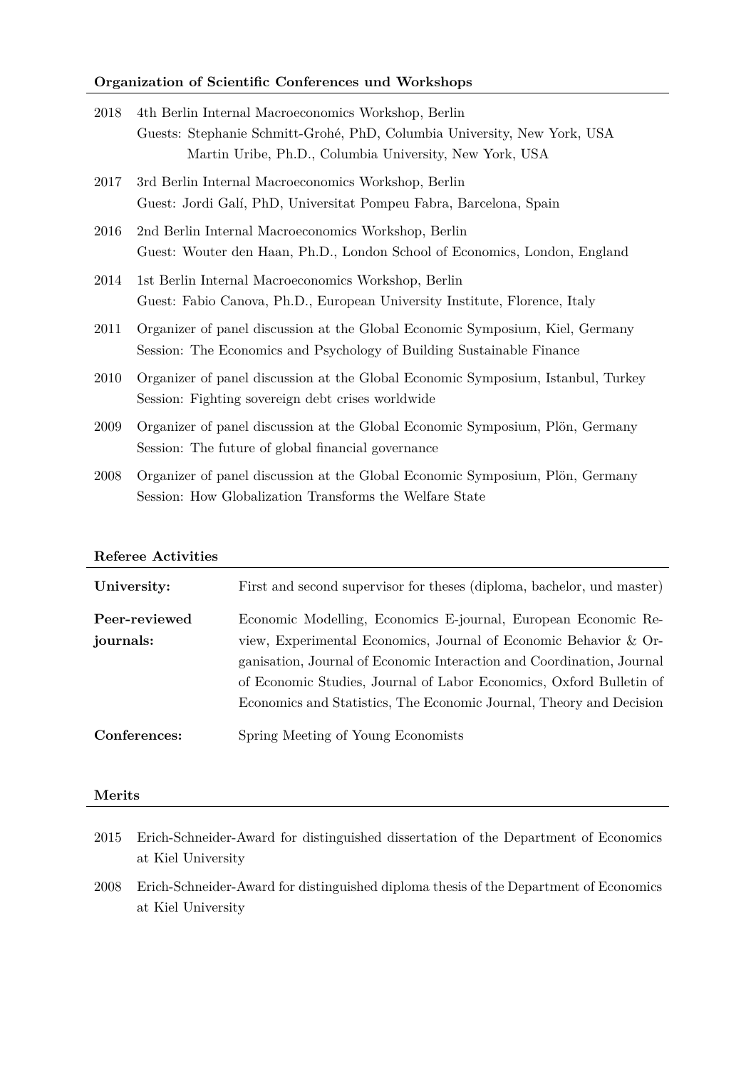## Organization of Scientific Conferences und Workshops

2018 4th Berlin Internal Macroeconomics Workshop, Berlin
Guests: Stephanie Schmitt-Grohé, PhD, Columbia University, New York, USA
Martin Uribe, Ph.D., Columbia University, New York, USA

2017 3rd Berlin Internal Macroeconomics Workshop, Berlin
Guest: Jordi Galí, PhD, Universitat Pompeu Fabra, Barcelona, Spain

2016 2nd Berlin Internal Macroeconomics Workshop, Berlin
Guest: Wouter den Haan, Ph.D., London School of Economics, London, England

2014 1st Berlin Internal Macroeconomics Workshop, Berlin
Guest: Fabio Canova, Ph.D., European University Institute, Florence, Italy

2011 Organizer of panel discussion at the Global Economic Symposium, Kiel, Germany
Session: The Economics and Psychology of Building Sustainable Finance

2010 Organizer of panel discussion at the Global Economic Symposium, Istanbul, Turkey
Session: Fighting sovereign debt crises worldwide

2009 Organizer of panel discussion at the Global Economic Symposium, Plön, Germany
Session: The future of global financial governance

2008 Organizer of panel discussion at the Global Economic Symposium, Plön, Germany
Session: How Globalization Transforms the Welfare State

## Referee Activities

**University:** First and second supervisor for theses (diploma, bachelor, und master)

**Peer-reviewed journals:** Economic Modelling, Economics E-journal, European Economic Review, Experimental Economics, Journal of Economic Behavior & Organisation, Journal of Economic Interaction and Coordination, Journal of Economic Studies, Journal of Labor Economics, Oxford Bulletin of Economics and Statistics, The Economic Journal, Theory and Decision

**Conferences:** Spring Meeting of Young Economists

## Merits

2015 Erich-Schneider-Award for distinguished dissertation of the Department of Economics at Kiel University

2008 Erich-Schneider-Award for distinguished diploma thesis of the Department of Economics at Kiel University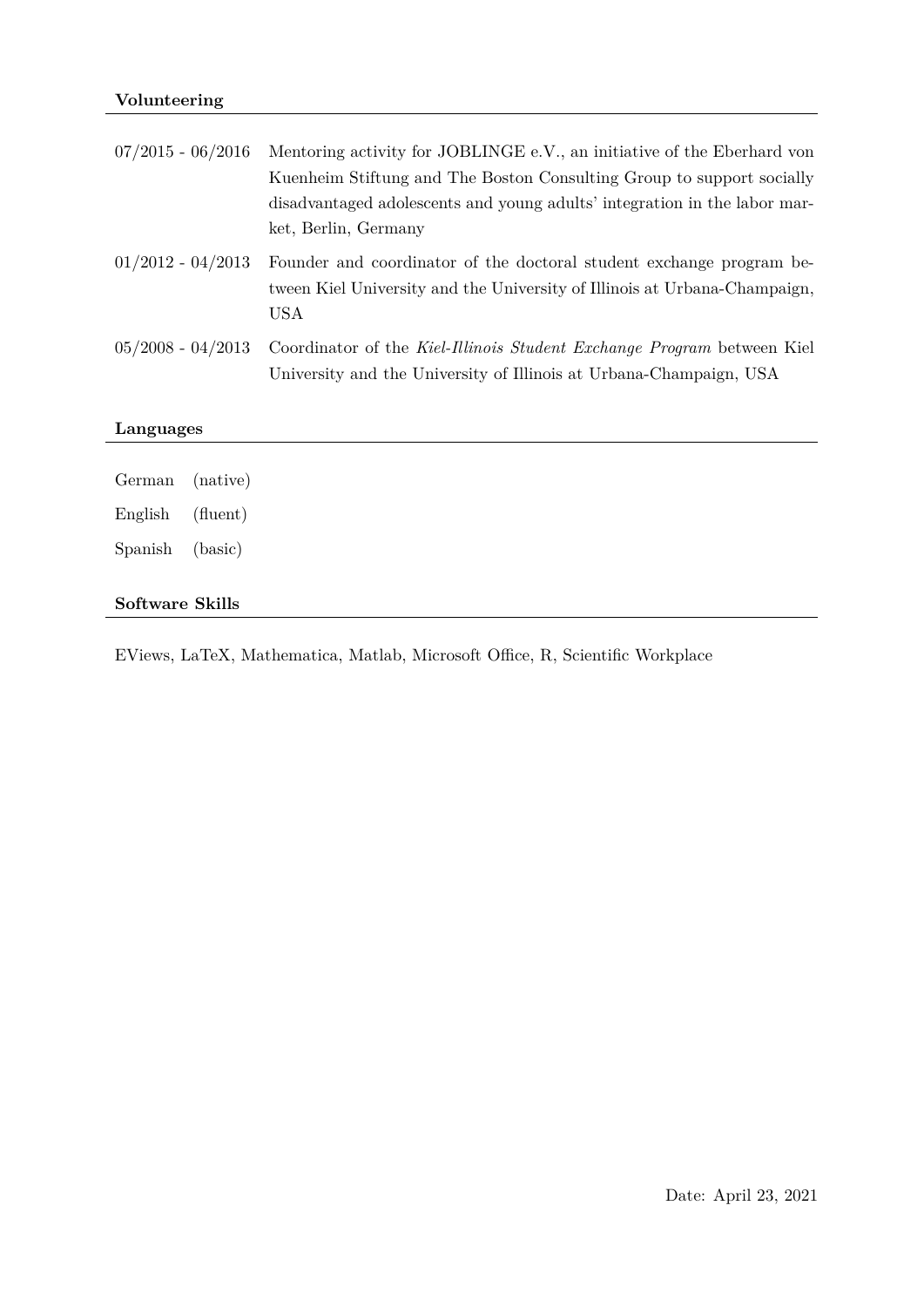## Volunteering

| | |
|---|---|
| 07/2015 - 06/2016 | Mentoring activity for JOBLINGE e.V., an initiative of the Eberhard von Kuenheim Stiftung and The Boston Consulting Group to support socially disadvantaged adolescents and young adults' integration in the labor market, Berlin, Germany |
| 01/2012 - 04/2013 | Founder and coordinator of the doctoral student exchange program between Kiel University and the University of Illinois at Urbana-Champaign, USA |
| 05/2008 - 04/2013 | Coordinator of the *Kiel-Illinois Student Exchange Program* between Kiel University and the University of Illinois at Urbana-Champaign, USA |

## Languages

German (native)

English (fluent)

Spanish (basic)

## Software Skills

EViews, LaTeX, Mathematica, Matlab, Microsoft Office, R, Scientific Workplace

Date: April 23, 2021